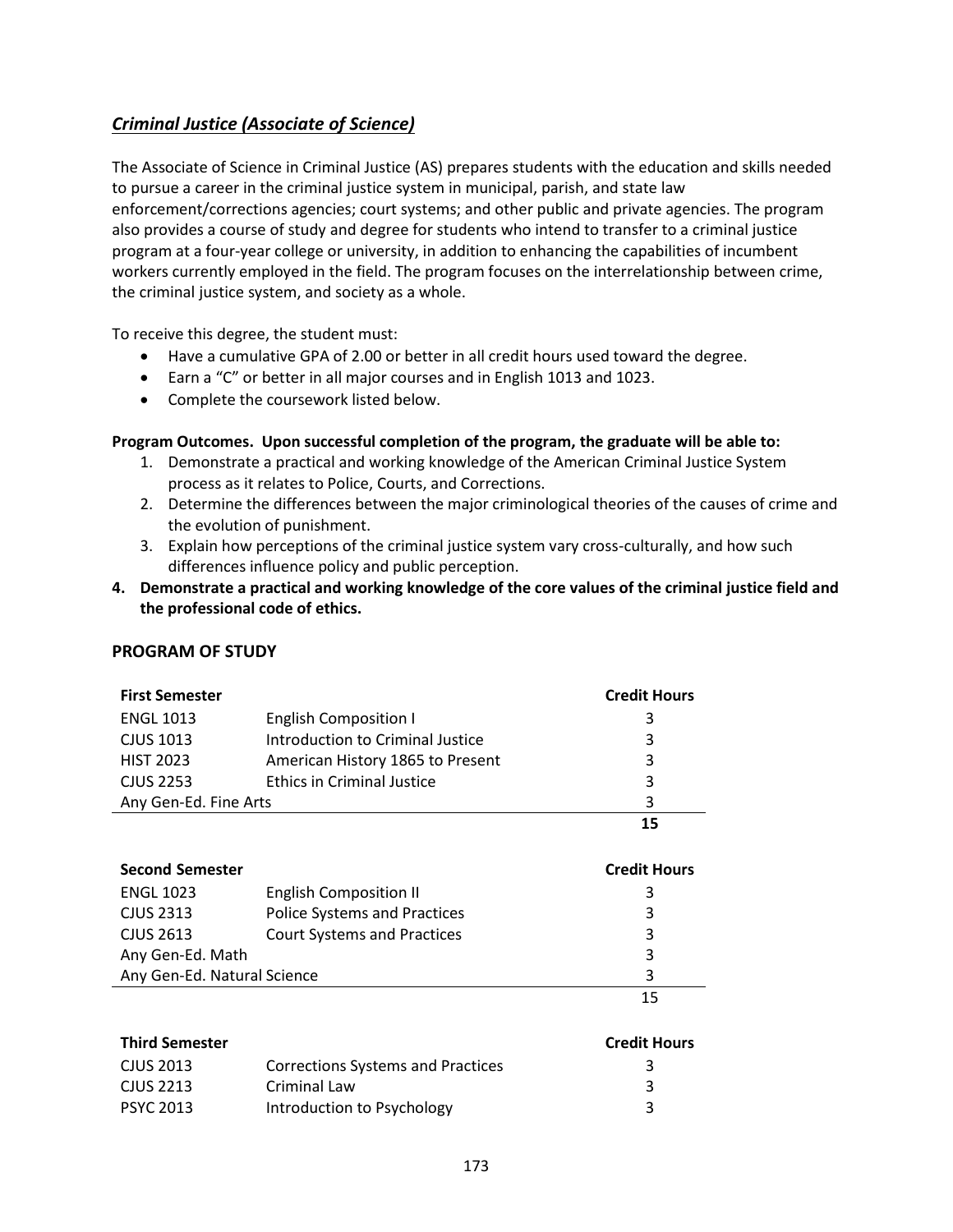## ***Criminal Justice (Associate of Science)***

The Associate of Science in Criminal Justice (AS) prepares students with the education and skills needed to pursue a career in the criminal justice system in municipal, parish, and state law enforcement/corrections agencies; court systems; and other public and private agencies. The program also provides a course of study and degree for students who intend to transfer to a criminal justice program at a four-year college or university, in addition to enhancing the capabilities of incumbent workers currently employed in the field. The program focuses on the interrelationship between crime, the criminal justice system, and society as a whole.

To receive this degree, the student must:

- Have a cumulative GPA of 2.00 or better in all credit hours used toward the degree.
- Earn a "C" or better in all major courses and in English 1013 and 1023.
- Complete the coursework listed below.

**Program Outcomes. Upon successful completion of the program, the graduate will be able to:**

1. Demonstrate a practical and working knowledge of the American Criminal Justice System process as it relates to Police, Courts, and Corrections.
2. Determine the differences between the major criminological theories of the causes of crime and the evolution of punishment.
3. Explain how perceptions of the criminal justice system vary cross-culturally, and how such differences influence policy and public perception.
4. **Demonstrate a practical and working knowledge of the core values of the criminal justice field and the professional code of ethics.**

### PROGRAM OF STUDY

| **First Semester** | | **Credit Hours** |
|---|---|---|
| ENGL 1013 | English Composition I | 3 |
| CJUS 1013 | Introduction to Criminal Justice | 3 |
| HIST 2023 | American History 1865 to Present | 3 |
| CJUS 2253 | Ethics in Criminal Justice | 3 |
| Any Gen-Ed. Fine Arts | | 3 |
| | | **15** |

| **Second Semester** | | **Credit Hours** |
|---|---|---|
| ENGL 1023 | English Composition II | 3 |
| CJUS 2313 | Police Systems and Practices | 3 |
| CJUS 2613 | Court Systems and Practices | 3 |
| Any Gen-Ed. Math | | 3 |
| Any Gen-Ed. Natural Science | | 3 |
| | | 15 |

| **Third Semester** | | **Credit Hours** |
|---|---|---|
| CJUS 2013 | Corrections Systems and Practices | 3 |
| CJUS 2213 | Criminal Law | 3 |
| PSYC 2013 | Introduction to Psychology | 3 |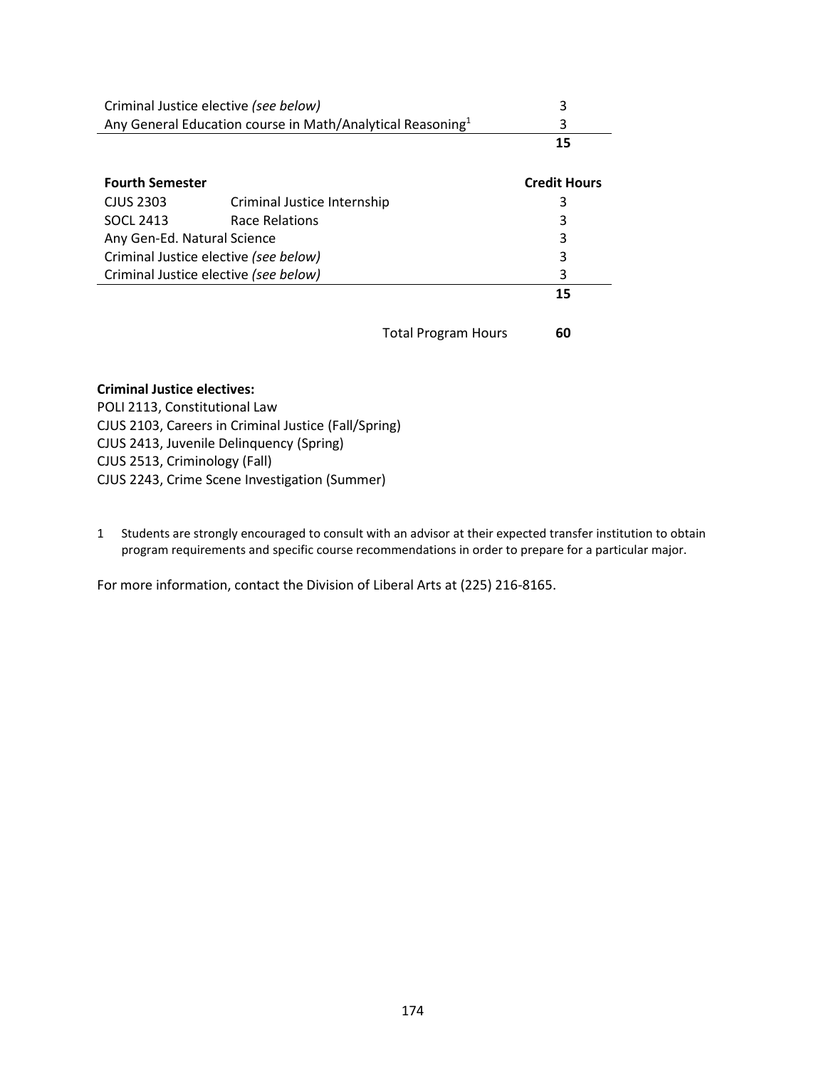| | | |
|---|---|---|
| Criminal Justice elective *(see below)* | | 3 |
| Any General Education course in Math/Analytical Reasoning[1] | | 3 |
| | | **15** |

| **Fourth Semester** | | **Credit Hours** |
|---|---|---|
| CJUS 2303 | Criminal Justice Internship | 3 |
| SOCL 2413 | Race Relations | 3 |
| Any Gen-Ed. Natural Science | | 3 |
| Criminal Justice elective *(see below)* | | 3 |
| Criminal Justice elective *(see below)* | | 3 |
| | | **15** |
| | Total Program Hours | **60** |

**Criminal Justice electives:**

POLI 2113, Constitutional Law
CJUS 2103, Careers in Criminal Justice (Fall/Spring)
CJUS 2413, Juvenile Delinquency (Spring)
CJUS 2513, Criminology (Fall)
CJUS 2243, Crime Scene Investigation (Summer)

1 Students are strongly encouraged to consult with an advisor at their expected transfer institution to obtain program requirements and specific course recommendations in order to prepare for a particular major.

For more information, contact the Division of Liberal Arts at (225) 216-8165.